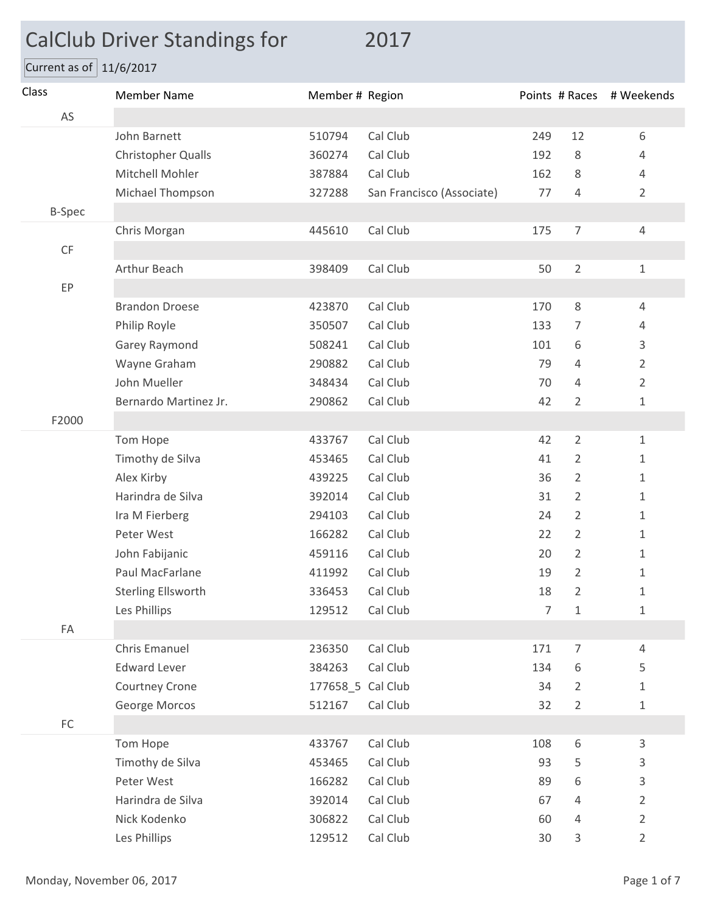# CalClub Driver Standings for 2017

Current as of 11/6/2017

| Class | Member Name | Member # | Region | Points | # Races | # Weekends |
|---|---|---|---|---|---|---|
| AS | | | | | | |
| | John Barnett | 510794 | Cal Club | 249 | 12 | 6 |
| | Christopher Qualls | 360274 | Cal Club | 192 | 8 | 4 |
| | Mitchell Mohler | 387884 | Cal Club | 162 | 8 | 4 |
| | Michael Thompson | 327288 | San Francisco (Associate) | 77 | 4 | 2 |
| B-Spec | | | | | | |
| | Chris Morgan | 445610 | Cal Club | 175 | 7 | 4 |
| CF | | | | | | |
| | Arthur Beach | 398409 | Cal Club | 50 | 2 | 1 |
| EP | | | | | | |
| | Brandon Droese | 423870 | Cal Club | 170 | 8 | 4 |
| | Philip Royle | 350507 | Cal Club | 133 | 7 | 4 |
| | Garey Raymond | 508241 | Cal Club | 101 | 6 | 3 |
| | Wayne Graham | 290882 | Cal Club | 79 | 4 | 2 |
| | John Mueller | 348434 | Cal Club | 70 | 4 | 2 |
| | Bernardo Martinez Jr. | 290862 | Cal Club | 42 | 2 | 1 |
| F2000 | | | | | | |
| | Tom Hope | 433767 | Cal Club | 42 | 2 | 1 |
| | Timothy de Silva | 453465 | Cal Club | 41 | 2 | 1 |
| | Alex Kirby | 439225 | Cal Club | 36 | 2 | 1 |
| | Harindra de Silva | 392014 | Cal Club | 31 | 2 | 1 |
| | Ira M Fierberg | 294103 | Cal Club | 24 | 2 | 1 |
| | Peter West | 166282 | Cal Club | 22 | 2 | 1 |
| | John Fabijanic | 459116 | Cal Club | 20 | 2 | 1 |
| | Paul MacFarlane | 411992 | Cal Club | 19 | 2 | 1 |
| | Sterling Ellsworth | 336453 | Cal Club | 18 | 2 | 1 |
| | Les Phillips | 129512 | Cal Club | 7 | 1 | 1 |
| FA | | | | | | |
| | Chris Emanuel | 236350 | Cal Club | 171 | 7 | 4 |
| | Edward Lever | 384263 | Cal Club | 134 | 6 | 5 |
| | Courtney Crone | 177658_5 | Cal Club | 34 | 2 | 1 |
| | George Morcos | 512167 | Cal Club | 32 | 2 | 1 |
| FC | | | | | | |
| | Tom Hope | 433767 | Cal Club | 108 | 6 | 3 |
| | Timothy de Silva | 453465 | Cal Club | 93 | 5 | 3 |
| | Peter West | 166282 | Cal Club | 89 | 6 | 3 |
| | Harindra de Silva | 392014 | Cal Club | 67 | 4 | 2 |
| | Nick Kodenko | 306822 | Cal Club | 60 | 4 | 2 |
| | Les Phillips | 129512 | Cal Club | 30 | 3 | 2 |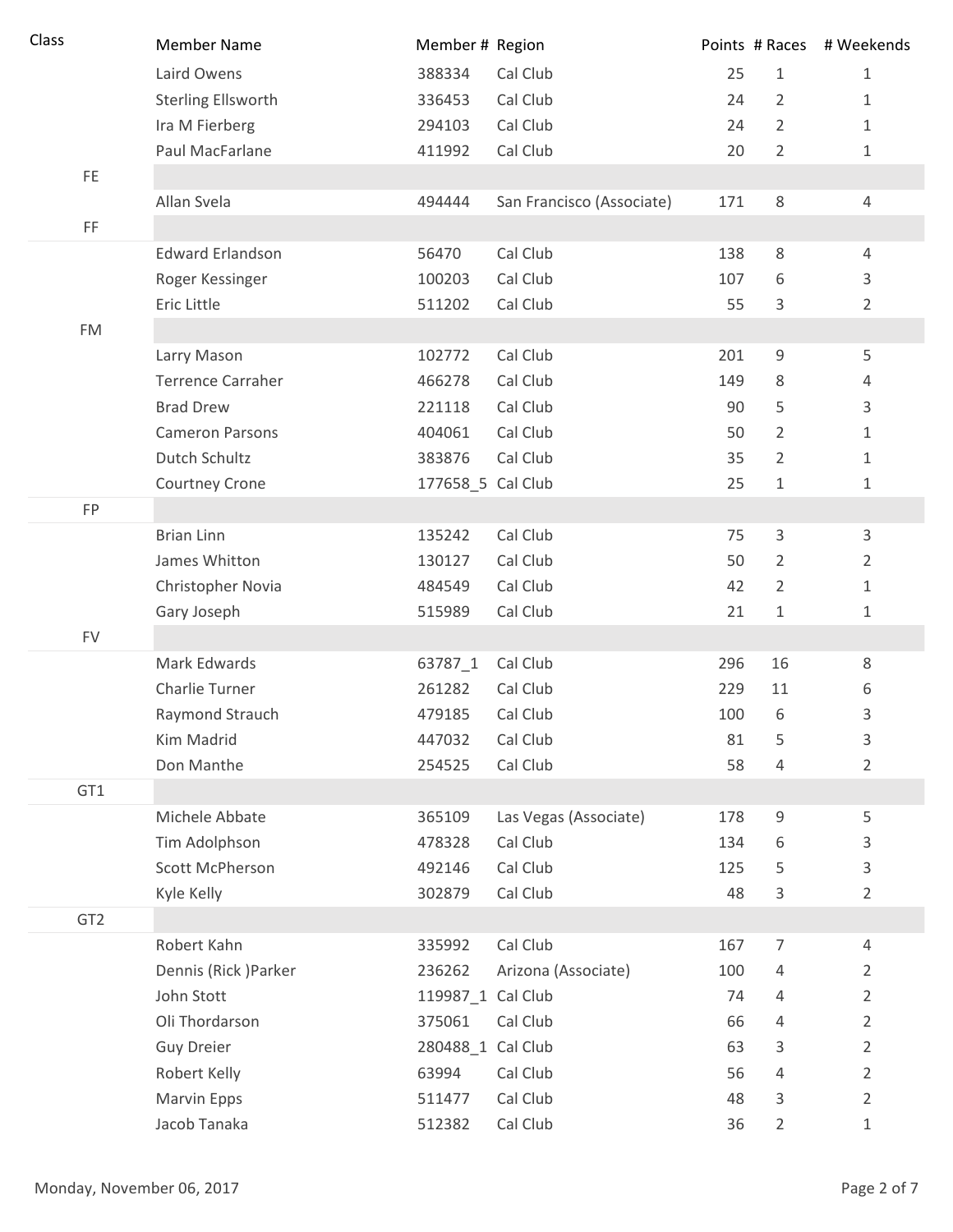| Class | Member Name | Member # | Region | Points | # Races | # Weekends |
|---|---|---|---|---|---|---|
| | Laird Owens | 388334 | Cal Club | 25 | 1 | 1 |
| | Sterling Ellsworth | 336453 | Cal Club | 24 | 2 | 1 |
| | Ira M Fierberg | 294103 | Cal Club | 24 | 2 | 1 |
| | Paul MacFarlane | 411992 | Cal Club | 20 | 2 | 1 |
| FE | | | | | | |
| | Allan Svela | 494444 | San Francisco (Associate) | 171 | 8 | 4 |
| FF | | | | | | |
| | Edward Erlandson | 56470 | Cal Club | 138 | 8 | 4 |
| | Roger Kessinger | 100203 | Cal Club | 107 | 6 | 3 |
| | Eric Little | 511202 | Cal Club | 55 | 3 | 2 |
| FM | | | | | | |
| | Larry Mason | 102772 | Cal Club | 201 | 9 | 5 |
| | Terrence Carraher | 466278 | Cal Club | 149 | 8 | 4 |
| | Brad Drew | 221118 | Cal Club | 90 | 5 | 3 |
| | Cameron Parsons | 404061 | Cal Club | 50 | 2 | 1 |
| | Dutch Schultz | 383876 | Cal Club | 35 | 2 | 1 |
| | Courtney Crone | 177658_5 | Cal Club | 25 | 1 | 1 |
| FP | | | | | | |
| | Brian Linn | 135242 | Cal Club | 75 | 3 | 3 |
| | James Whitton | 130127 | Cal Club | 50 | 2 | 2 |
| | Christopher Novia | 484549 | Cal Club | 42 | 2 | 1 |
| | Gary Joseph | 515989 | Cal Club | 21 | 1 | 1 |
| FV | | | | | | |
| | Mark Edwards | 63787_1 | Cal Club | 296 | 16 | 8 |
| | Charlie Turner | 261282 | Cal Club | 229 | 11 | 6 |
| | Raymond Strauch | 479185 | Cal Club | 100 | 6 | 3 |
| | Kim Madrid | 447032 | Cal Club | 81 | 5 | 3 |
| | Don Manthe | 254525 | Cal Club | 58 | 4 | 2 |
| GT1 | | | | | | |
| | Michele Abbate | 365109 | Las Vegas (Associate) | 178 | 9 | 5 |
| | Tim Adolphson | 478328 | Cal Club | 134 | 6 | 3 |
| | Scott McPherson | 492146 | Cal Club | 125 | 5 | 3 |
| | Kyle Kelly | 302879 | Cal Club | 48 | 3 | 2 |
| GT2 | | | | | | |
| | Robert Kahn | 335992 | Cal Club | 167 | 7 | 4 |
| | Dennis (Rick )Parker | 236262 | Arizona (Associate) | 100 | 4 | 2 |
| | John Stott | 119987_1 | Cal Club | 74 | 4 | 2 |
| | Oli Thordarson | 375061 | Cal Club | 66 | 4 | 2 |
| | Guy Dreier | 280488_1 | Cal Club | 63 | 3 | 2 |
| | Robert Kelly | 63994 | Cal Club | 56 | 4 | 2 |
| | Marvin Epps | 511477 | Cal Club | 48 | 3 | 2 |
| | Jacob Tanaka | 512382 | Cal Club | 36 | 2 | 1 |

Monday, November 06, 2017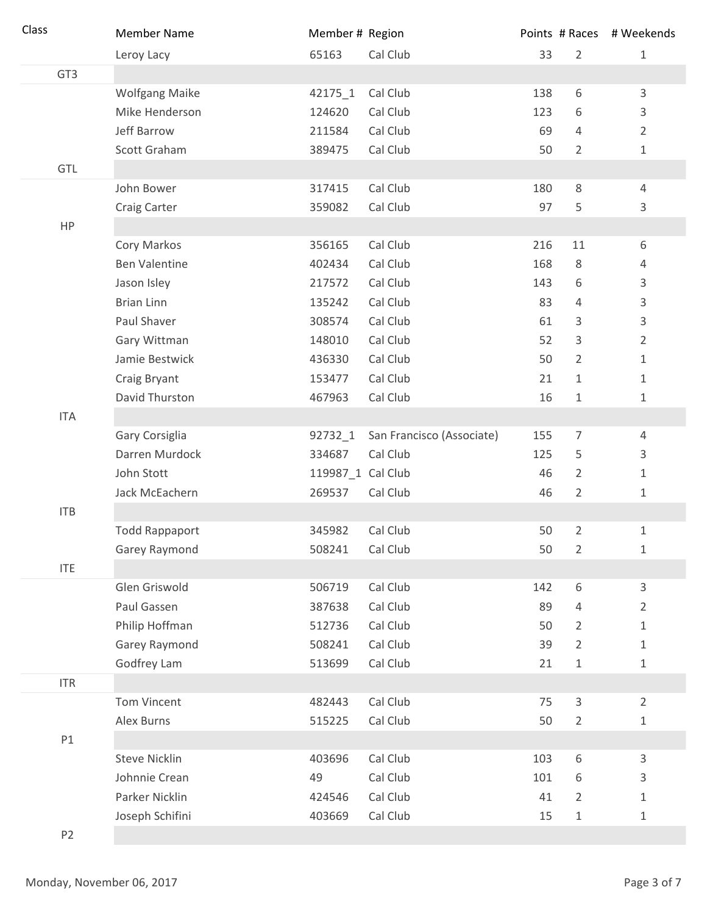| Class | Member Name | Member # | Region | Points | # Races | # Weekends |
|---|---|---|---|---|---|---|
| | Leroy Lacy | 65163 | Cal Club | 33 | 2 | 1 |
| GT3 | | | | | | |
| | Wolfgang Maike | 42175_1 | Cal Club | 138 | 6 | 3 |
| | Mike Henderson | 124620 | Cal Club | 123 | 6 | 3 |
| | Jeff Barrow | 211584 | Cal Club | 69 | 4 | 2 |
| | Scott Graham | 389475 | Cal Club | 50 | 2 | 1 |
| GTL | | | | | | |
| | John Bower | 317415 | Cal Club | 180 | 8 | 4 |
| | Craig Carter | 359082 | Cal Club | 97 | 5 | 3 |
| HP | | | | | | |
| | Cory Markos | 356165 | Cal Club | 216 | 11 | 6 |
| | Ben Valentine | 402434 | Cal Club | 168 | 8 | 4 |
| | Jason Isley | 217572 | Cal Club | 143 | 6 | 3 |
| | Brian Linn | 135242 | Cal Club | 83 | 4 | 3 |
| | Paul Shaver | 308574 | Cal Club | 61 | 3 | 3 |
| | Gary Wittman | 148010 | Cal Club | 52 | 3 | 2 |
| | Jamie Bestwick | 436330 | Cal Club | 50 | 2 | 1 |
| | Craig Bryant | 153477 | Cal Club | 21 | 1 | 1 |
| | David Thurston | 467963 | Cal Club | 16 | 1 | 1 |
| ITA | | | | | | |
| | Gary Corsiglia | 92732_1 | San Francisco (Associate) | 155 | 7 | 4 |
| | Darren Murdock | 334687 | Cal Club | 125 | 5 | 3 |
| | John Stott | 119987_1 | Cal Club | 46 | 2 | 1 |
| | Jack McEachern | 269537 | Cal Club | 46 | 2 | 1 |
| ITB | | | | | | |
| | Todd Rappaport | 345982 | Cal Club | 50 | 2 | 1 |
| | Garey Raymond | 508241 | Cal Club | 50 | 2 | 1 |
| ITE | | | | | | |
| | Glen Griswold | 506719 | Cal Club | 142 | 6 | 3 |
| | Paul Gassen | 387638 | Cal Club | 89 | 4 | 2 |
| | Philip Hoffman | 512736 | Cal Club | 50 | 2 | 1 |
| | Garey Raymond | 508241 | Cal Club | 39 | 2 | 1 |
| | Godfrey Lam | 513699 | Cal Club | 21 | 1 | 1 |
| ITR | | | | | | |
| | Tom Vincent | 482443 | Cal Club | 75 | 3 | 2 |
| | Alex Burns | 515225 | Cal Club | 50 | 2 | 1 |
| P1 | | | | | | |
| | Steve Nicklin | 403696 | Cal Club | 103 | 6 | 3 |
| | Johnnie Crean | 49 | Cal Club | 101 | 6 | 3 |
| | Parker Nicklin | 424546 | Cal Club | 41 | 2 | 1 |
| | Joseph Schifini | 403669 | Cal Club | 15 | 1 | 1 |
| P2 | | | | | | |

Monday, November 06, 2017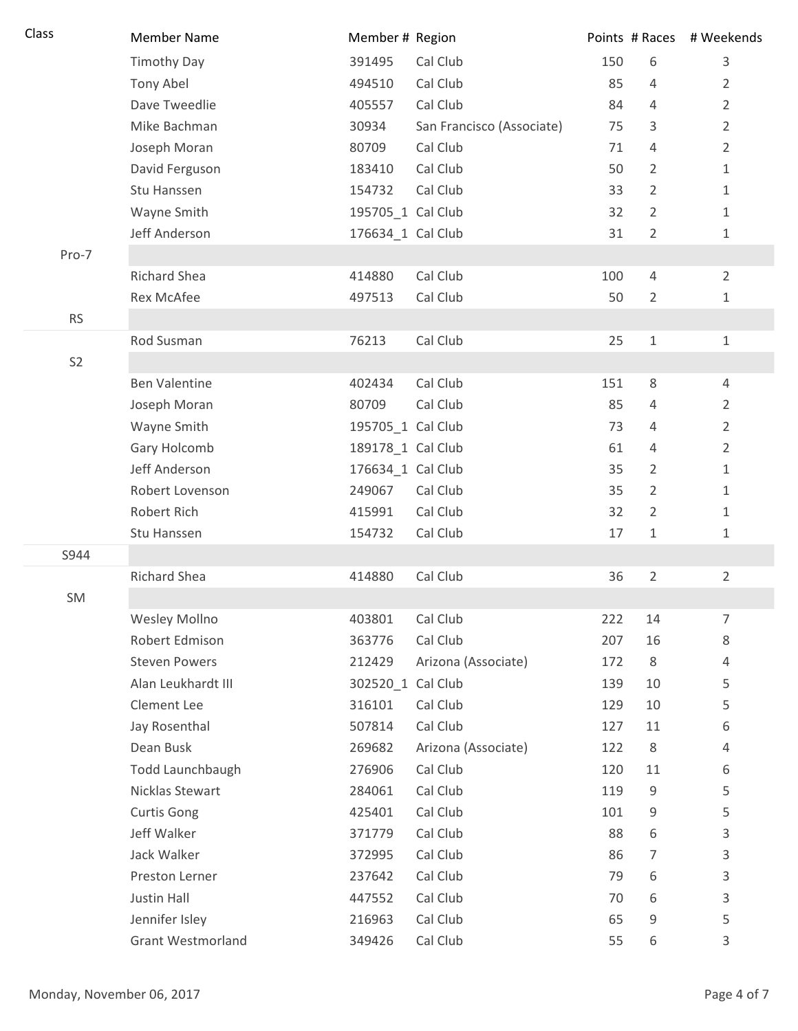| Class | Member Name | Member # | Region | Points | # Races | # Weekends |
|---|---|---|---|---|---|---|
| | Timothy Day | 391495 | Cal Club | 150 | 6 | 3 |
| | Tony Abel | 494510 | Cal Club | 85 | 4 | 2 |
| | Dave Tweedlie | 405557 | Cal Club | 84 | 4 | 2 |
| | Mike Bachman | 30934 | San Francisco (Associate) | 75 | 3 | 2 |
| | Joseph Moran | 80709 | Cal Club | 71 | 4 | 2 |
| | David Ferguson | 183410 | Cal Club | 50 | 2 | 1 |
| | Stu Hanssen | 154732 | Cal Club | 33 | 2 | 1 |
| | Wayne Smith | 195705_1 | Cal Club | 32 | 2 | 1 |
| | Jeff Anderson | 176634_1 | Cal Club | 31 | 2 | 1 |
| Pro-7 | | | | | | |
| | Richard Shea | 414880 | Cal Club | 100 | 4 | 2 |
| | Rex McAfee | 497513 | Cal Club | 50 | 2 | 1 |
| RS | | | | | | |
| | Rod Susman | 76213 | Cal Club | 25 | 1 | 1 |
| S2 | | | | | | |
| | Ben Valentine | 402434 | Cal Club | 151 | 8 | 4 |
| | Joseph Moran | 80709 | Cal Club | 85 | 4 | 2 |
| | Wayne Smith | 195705_1 | Cal Club | 73 | 4 | 2 |
| | Gary Holcomb | 189178_1 | Cal Club | 61 | 4 | 2 |
| | Jeff Anderson | 176634_1 | Cal Club | 35 | 2 | 1 |
| | Robert Lovenson | 249067 | Cal Club | 35 | 2 | 1 |
| | Robert Rich | 415991 | Cal Club | 32 | 2 | 1 |
| | Stu Hanssen | 154732 | Cal Club | 17 | 1 | 1 |
| S944 | | | | | | |
| | Richard Shea | 414880 | Cal Club | 36 | 2 | 2 |
| SM | | | | | | |
| | Wesley Mollno | 403801 | Cal Club | 222 | 14 | 7 |
| | Robert Edmison | 363776 | Cal Club | 207 | 16 | 8 |
| | Steven Powers | 212429 | Arizona (Associate) | 172 | 8 | 4 |
| | Alan Leukhardt III | 302520_1 | Cal Club | 139 | 10 | 5 |
| | Clement Lee | 316101 | Cal Club | 129 | 10 | 5 |
| | Jay Rosenthal | 507814 | Cal Club | 127 | 11 | 6 |
| | Dean Busk | 269682 | Arizona (Associate) | 122 | 8 | 4 |
| | Todd Launchbaugh | 276906 | Cal Club | 120 | 11 | 6 |
| | Nicklas Stewart | 284061 | Cal Club | 119 | 9 | 5 |
| | Curtis Gong | 425401 | Cal Club | 101 | 9 | 5 |
| | Jeff Walker | 371779 | Cal Club | 88 | 6 | 3 |
| | Jack Walker | 372995 | Cal Club | 86 | 7 | 3 |
| | Preston Lerner | 237642 | Cal Club | 79 | 6 | 3 |
| | Justin Hall | 447552 | Cal Club | 70 | 6 | 3 |
| | Jennifer Isley | 216963 | Cal Club | 65 | 9 | 5 |
| | Grant Westmorland | 349426 | Cal Club | 55 | 6 | 3 |

Monday, November 06, 2017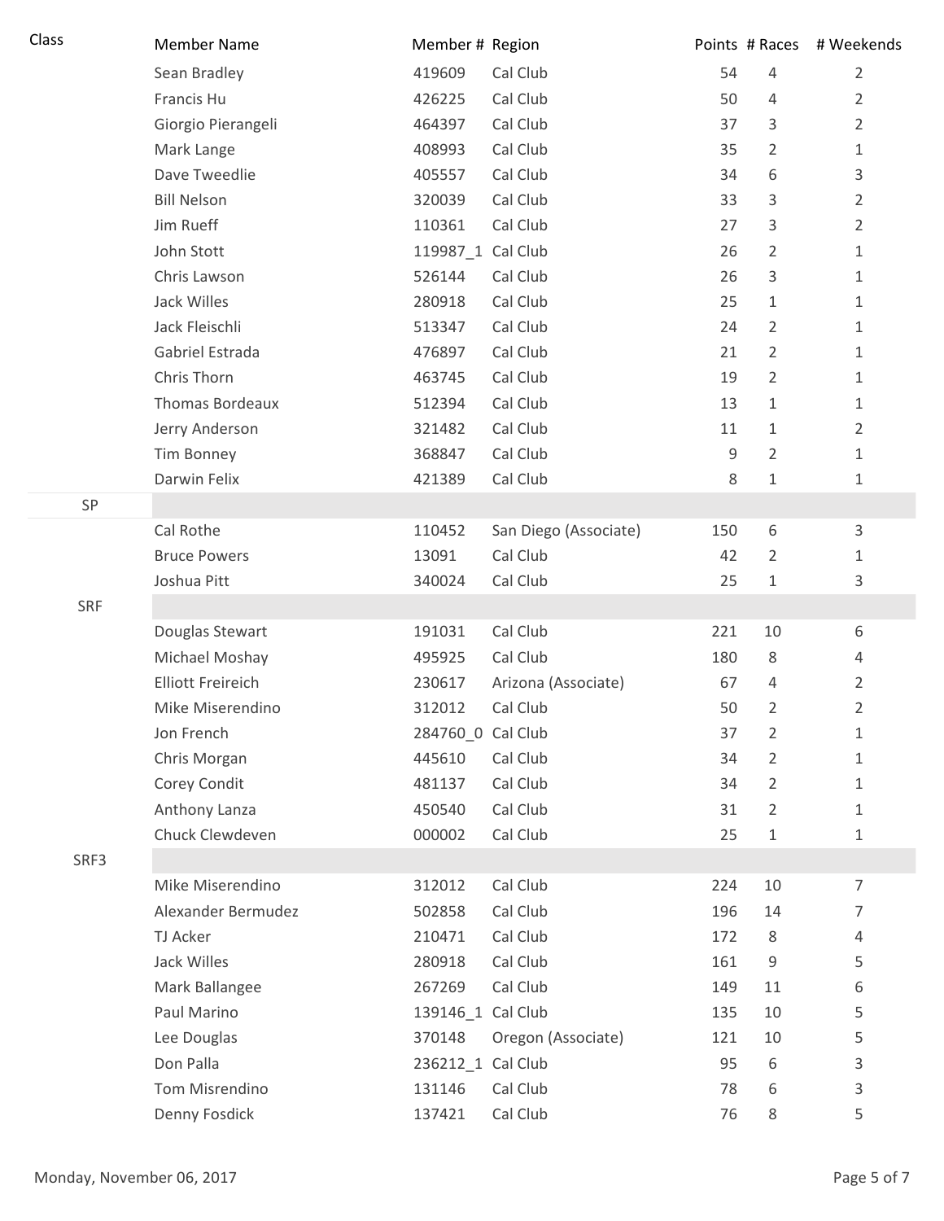| Class | Member Name | Member # | Region | Points | # Races | # Weekends |
|---|---|---|---|---|---|---|
| | Sean Bradley | 419609 | Cal Club | 54 | 4 | 2 |
| | Francis Hu | 426225 | Cal Club | 50 | 4 | 2 |
| | Giorgio Pierangeli | 464397 | Cal Club | 37 | 3 | 2 |
| | Mark Lange | 408993 | Cal Club | 35 | 2 | 1 |
| | Dave Tweedlie | 405557 | Cal Club | 34 | 6 | 3 |
| | Bill Nelson | 320039 | Cal Club | 33 | 3 | 2 |
| | Jim Rueff | 110361 | Cal Club | 27 | 3 | 2 |
| | John Stott | 119987_1 | Cal Club | 26 | 2 | 1 |
| | Chris Lawson | 526144 | Cal Club | 26 | 3 | 1 |
| | Jack Willes | 280918 | Cal Club | 25 | 1 | 1 |
| | Jack Fleischli | 513347 | Cal Club | 24 | 2 | 1 |
| | Gabriel Estrada | 476897 | Cal Club | 21 | 2 | 1 |
| | Chris Thorn | 463745 | Cal Club | 19 | 2 | 1 |
| | Thomas Bordeaux | 512394 | Cal Club | 13 | 1 | 1 |
| | Jerry Anderson | 321482 | Cal Club | 11 | 1 | 2 |
| | Tim Bonney | 368847 | Cal Club | 9 | 2 | 1 |
| | Darwin Felix | 421389 | Cal Club | 8 | 1 | 1 |
| SP | | | | | | |
| | Cal Rothe | 110452 | San Diego (Associate) | 150 | 6 | 3 |
| | Bruce Powers | 13091 | Cal Club | 42 | 2 | 1 |
| | Joshua Pitt | 340024 | Cal Club | 25 | 1 | 3 |
| SRF | | | | | | |
| | Douglas Stewart | 191031 | Cal Club | 221 | 10 | 6 |
| | Michael Moshay | 495925 | Cal Club | 180 | 8 | 4 |
| | Elliott Freireich | 230617 | Arizona (Associate) | 67 | 4 | 2 |
| | Mike Miserendino | 312012 | Cal Club | 50 | 2 | 2 |
| | Jon French | 284760_0 | Cal Club | 37 | 2 | 1 |
| | Chris Morgan | 445610 | Cal Club | 34 | 2 | 1 |
| | Corey Condit | 481137 | Cal Club | 34 | 2 | 1 |
| | Anthony Lanza | 450540 | Cal Club | 31 | 2 | 1 |
| | Chuck Clewdeven | 000002 | Cal Club | 25 | 1 | 1 |
| SRF3 | | | | | | |
| | Mike Miserendino | 312012 | Cal Club | 224 | 10 | 7 |
| | Alexander Bermudez | 502858 | Cal Club | 196 | 14 | 7 |
| | TJ Acker | 210471 | Cal Club | 172 | 8 | 4 |
| | Jack Willes | 280918 | Cal Club | 161 | 9 | 5 |
| | Mark Ballangee | 267269 | Cal Club | 149 | 11 | 6 |
| | Paul Marino | 139146_1 | Cal Club | 135 | 10 | 5 |
| | Lee Douglas | 370148 | Oregon (Associate) | 121 | 10 | 5 |
| | Don Palla | 236212_1 | Cal Club | 95 | 6 | 3 |
| | Tom Misrendino | 131146 | Cal Club | 78 | 6 | 3 |
| | Denny Fosdick | 137421 | Cal Club | 76 | 8 | 5 |

Monday, November 06, 2017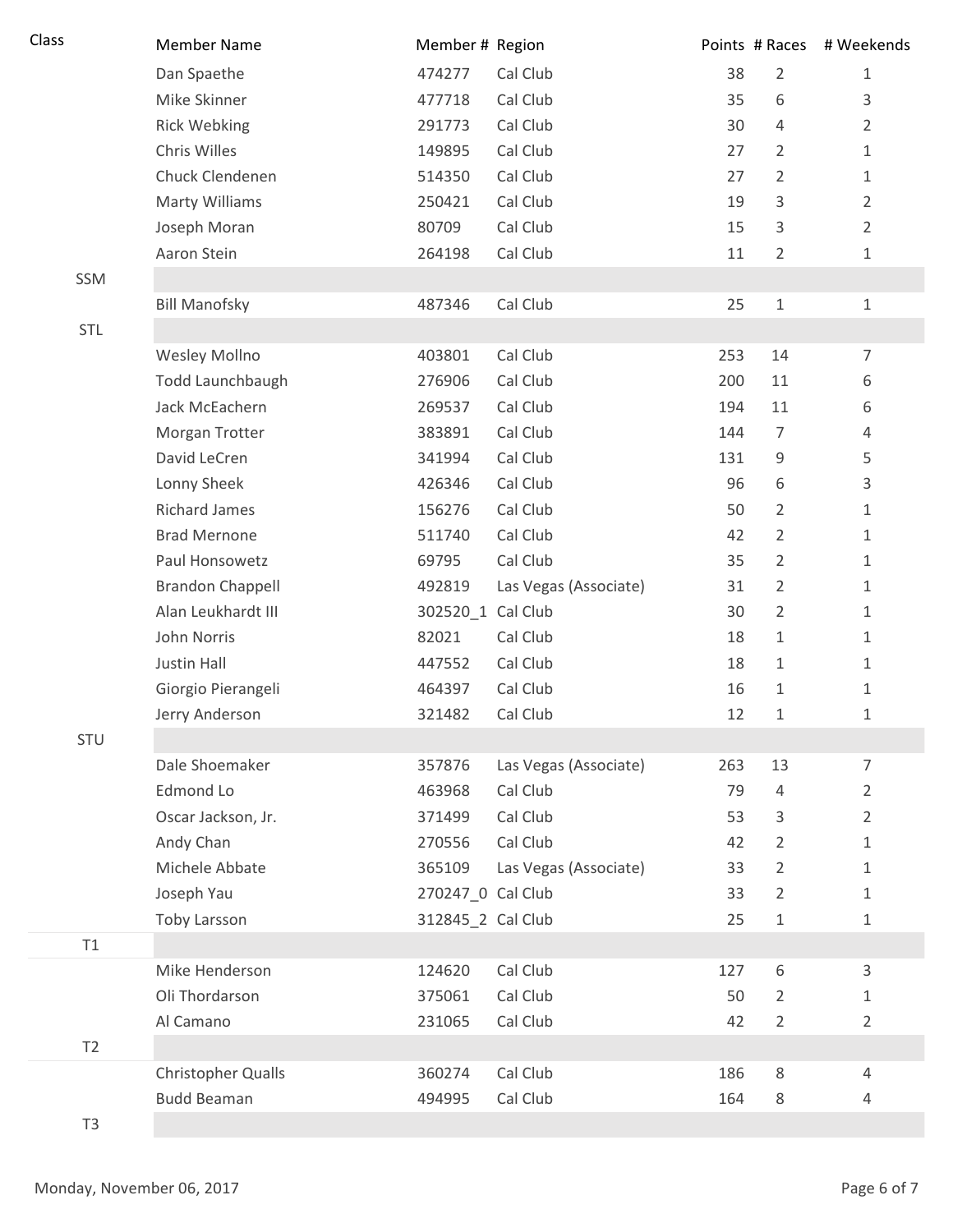| Class | Member Name | Member # | Region | Points | # Races | # Weekends |
|---|---|---|---|---|---|---|
| | Dan Spaethe | 474277 | Cal Club | 38 | 2 | 1 |
| | Mike Skinner | 477718 | Cal Club | 35 | 6 | 3 |
| | Rick Webking | 291773 | Cal Club | 30 | 4 | 2 |
| | Chris Willes | 149895 | Cal Club | 27 | 2 | 1 |
| | Chuck Clendenen | 514350 | Cal Club | 27 | 2 | 1 |
| | Marty Williams | 250421 | Cal Club | 19 | 3 | 2 |
| | Joseph Moran | 80709 | Cal Club | 15 | 3 | 2 |
| | Aaron Stein | 264198 | Cal Club | 11 | 2 | 1 |
| SSM | | | | | | |
| | Bill Manofsky | 487346 | Cal Club | 25 | 1 | 1 |
| STL | | | | | | |
| | Wesley Mollno | 403801 | Cal Club | 253 | 14 | 7 |
| | Todd Launchbaugh | 276906 | Cal Club | 200 | 11 | 6 |
| | Jack McEachern | 269537 | Cal Club | 194 | 11 | 6 |
| | Morgan Trotter | 383891 | Cal Club | 144 | 7 | 4 |
| | David LeCren | 341994 | Cal Club | 131 | 9 | 5 |
| | Lonny Sheek | 426346 | Cal Club | 96 | 6 | 3 |
| | Richard James | 156276 | Cal Club | 50 | 2 | 1 |
| | Brad Mernone | 511740 | Cal Club | 42 | 2 | 1 |
| | Paul Honsowetz | 69795 | Cal Club | 35 | 2 | 1 |
| | Brandon Chappell | 492819 | Las Vegas (Associate) | 31 | 2 | 1 |
| | Alan Leukhardt III | 302520_1 | Cal Club | 30 | 2 | 1 |
| | John Norris | 82021 | Cal Club | 18 | 1 | 1 |
| | Justin Hall | 447552 | Cal Club | 18 | 1 | 1 |
| | Giorgio Pierangeli | 464397 | Cal Club | 16 | 1 | 1 |
| | Jerry Anderson | 321482 | Cal Club | 12 | 1 | 1 |
| STU | | | | | | |
| | Dale Shoemaker | 357876 | Las Vegas (Associate) | 263 | 13 | 7 |
| | Edmond Lo | 463968 | Cal Club | 79 | 4 | 2 |
| | Oscar Jackson, Jr. | 371499 | Cal Club | 53 | 3 | 2 |
| | Andy Chan | 270556 | Cal Club | 42 | 2 | 1 |
| | Michele Abbate | 365109 | Las Vegas (Associate) | 33 | 2 | 1 |
| | Joseph Yau | 270247_0 | Cal Club | 33 | 2 | 1 |
| | Toby Larsson | 312845_2 | Cal Club | 25 | 1 | 1 |
| T1 | | | | | | |
| | Mike Henderson | 124620 | Cal Club | 127 | 6 | 3 |
| | Oli Thordarson | 375061 | Cal Club | 50 | 2 | 1 |
| | Al Camano | 231065 | Cal Club | 42 | 2 | 2 |
| T2 | | | | | | |
| | Christopher Qualls | 360274 | Cal Club | 186 | 8 | 4 |
| | Budd Beaman | 494995 | Cal Club | 164 | 8 | 4 |
| T3 | | | | | | |

Monday, November 06, 2017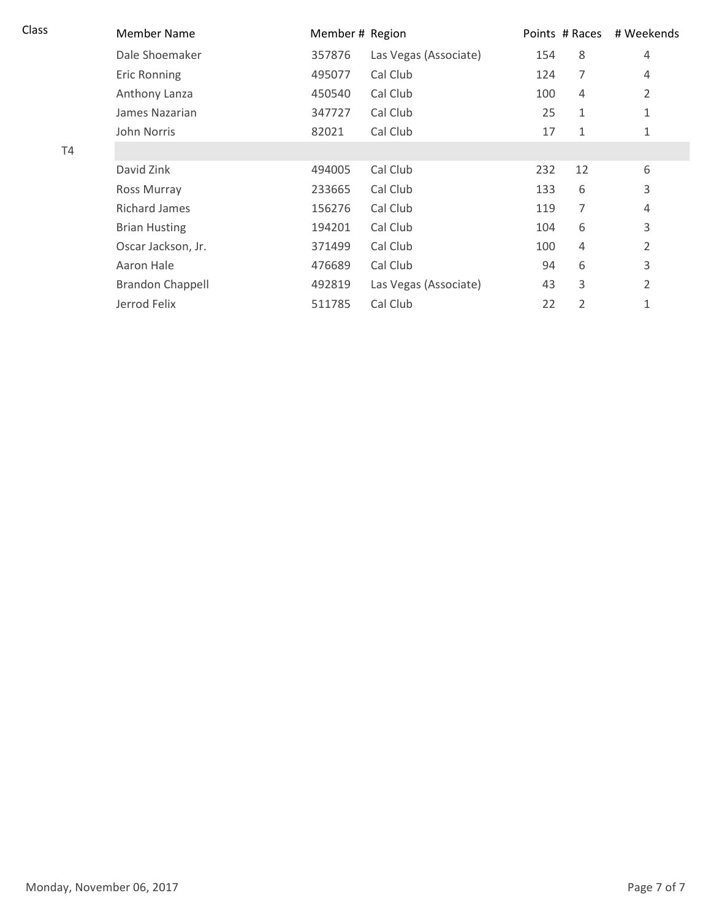| Class | Member Name | Member # | Region | Points | # Races | # Weekends |
|---|---|---|---|---|---|---|
| | Dale Shoemaker | 357876 | Las Vegas (Associate) | 154 | 8 | 4 |
| | Eric Ronning | 495077 | Cal Club | 124 | 7 | 4 |
| | Anthony Lanza | 450540 | Cal Club | 100 | 4 | 2 |
| | James Nazarian | 347727 | Cal Club | 25 | 1 | 1 |
| | John Norris | 82021 | Cal Club | 17 | 1 | 1 |
| T4 | | | | | | |
| | David Zink | 494005 | Cal Club | 232 | 12 | 6 |
| | Ross Murray | 233665 | Cal Club | 133 | 6 | 3 |
| | Richard James | 156276 | Cal Club | 119 | 7 | 4 |
| | Brian Husting | 194201 | Cal Club | 104 | 6 | 3 |
| | Oscar Jackson, Jr. | 371499 | Cal Club | 100 | 4 | 2 |
| | Aaron Hale | 476689 | Cal Club | 94 | 6 | 3 |
| | Brandon Chappell | 492819 | Las Vegas (Associate) | 43 | 3 | 2 |
| | Jerrod Felix | 511785 | Cal Club | 22 | 2 | 1 |

Monday, November 06, 2017